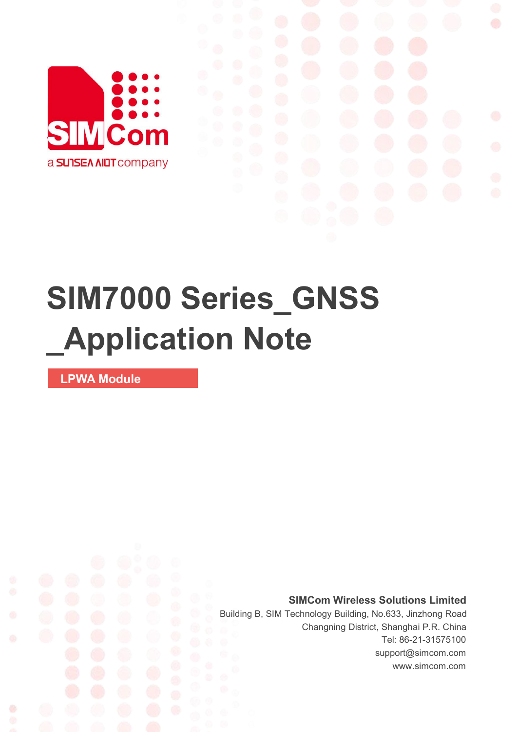# SIM7000 Series_GNSS _Application Note

**LPWA Module**

**SIMCom Wireless Solutions Limited**

Building B, SIM Technology Building, No.633, Jinzhong Road

Changning District, Shanghai P.R. China

Tel: 86-21-31575100

support@simcom.com

www.simcom.com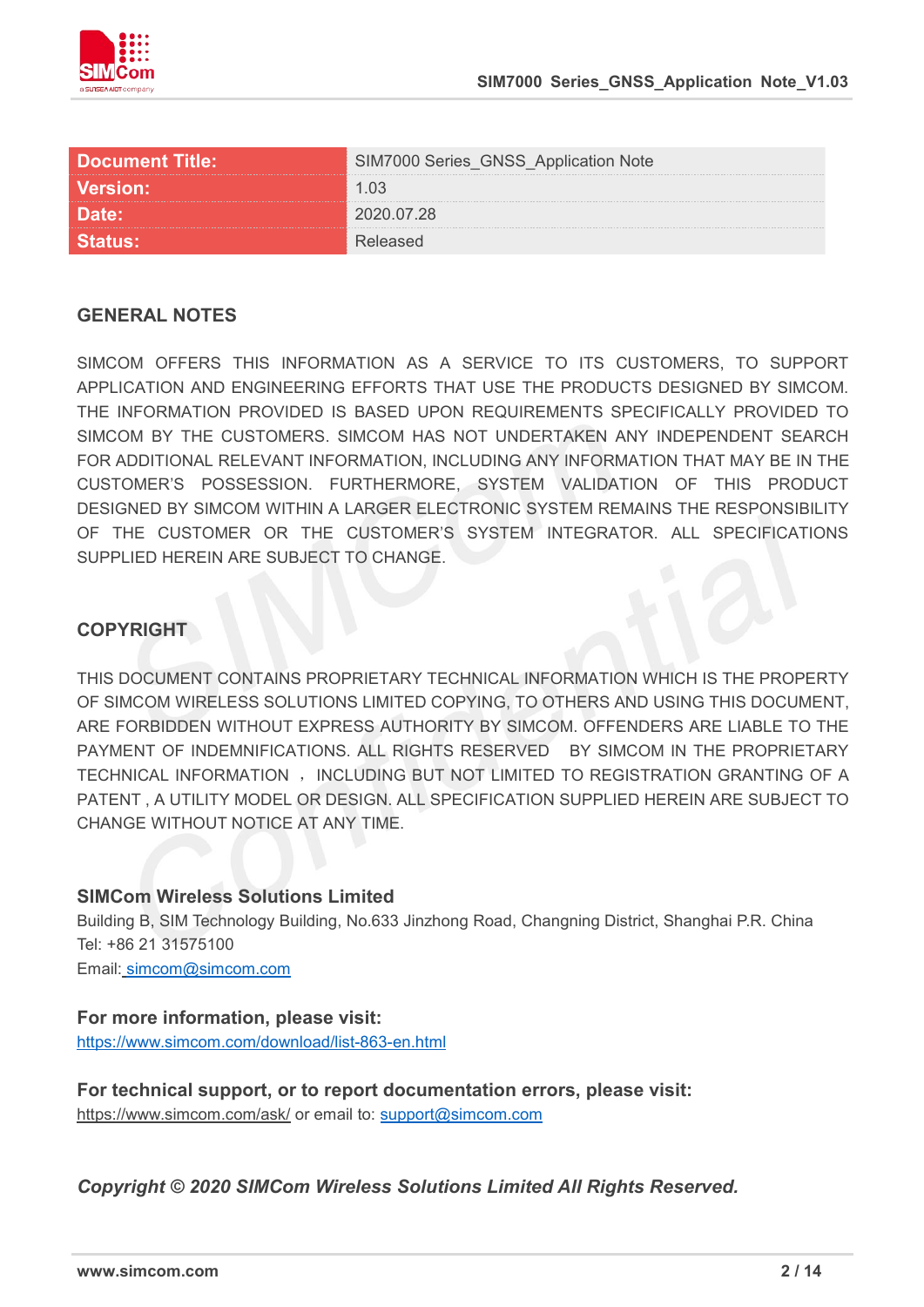| Document Title: | SIM7000 Series_GNSS_Application Note |
| --- | --- |
| Version: | 1.03 |
| Date: | 2020.07.28 |
| Status: | Released |

## GENERAL NOTES

SIMCOM OFFERS THIS INFORMATION AS A SERVICE TO ITS CUSTOMERS, TO SUPPORT APPLICATION AND ENGINEERING EFFORTS THAT USE THE PRODUCTS DESIGNED BY SIMCOM. THE INFORMATION PROVIDED IS BASED UPON REQUIREMENTS SPECIFICALLY PROVIDED TO SIMCOM BY THE CUSTOMERS. SIMCOM HAS NOT UNDERTAKEN ANY INDEPENDENT SEARCH FOR ADDITIONAL RELEVANT INFORMATION, INCLUDING ANY INFORMATION THAT MAY BE IN THE CUSTOMER'S POSSESSION. FURTHERMORE, SYSTEM VALIDATION OF THIS PRODUCT DESIGNED BY SIMCOM WITHIN A LARGER ELECTRONIC SYSTEM REMAINS THE RESPONSIBILITY OF THE CUSTOMER OR THE CUSTOMER'S SYSTEM INTEGRATOR. ALL SPECIFICATIONS SUPPLIED HEREIN ARE SUBJECT TO CHANGE.

## COPYRIGHT

THIS DOCUMENT CONTAINS PROPRIETARY TECHNICAL INFORMATION WHICH IS THE PROPERTY OF SIMCOM WIRELESS SOLUTIONS LIMITED COPYING, TO OTHERS AND USING THIS DOCUMENT, ARE FORBIDDEN WITHOUT EXPRESS AUTHORITY BY SIMCOM. OFFENDERS ARE LIABLE TO THE PAYMENT OF INDEMNIFICATIONS. ALL RIGHTS RESERVED BY SIMCOM IN THE PROPRIETARY TECHNICAL INFORMATION ， INCLUDING BUT NOT LIMITED TO REGISTRATION GRANTING OF A PATENT , A UTILITY MODEL OR DESIGN. ALL SPECIFICATION SUPPLIED HEREIN ARE SUBJECT TO CHANGE WITHOUT NOTICE AT ANY TIME.

**SIMCom Wireless Solutions Limited**
Building B, SIM Technology Building, No.633 Jinzhong Road, Changning District, Shanghai P.R. China
Tel: +86 21 31575100
Email: simcom@simcom.com

**For more information, please visit:**
https://www.simcom.com/download/list-863-en.html

**For technical support, or to report documentation errors, please visit:**
https://www.simcom.com/ask/ or email to: support@simcom.com

***Copyright © 2020 SIMCom Wireless Solutions Limited All Rights Reserved.***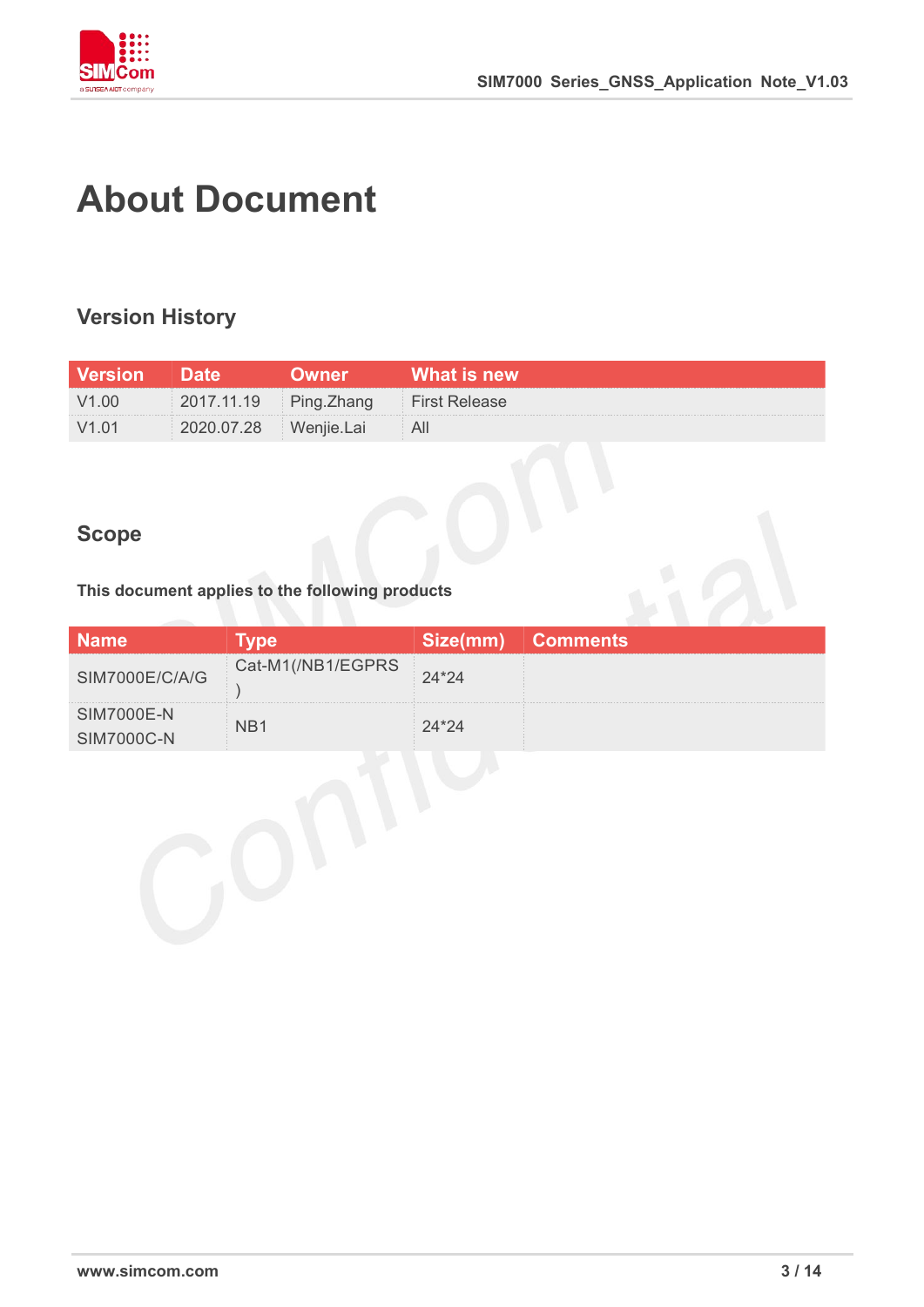# About Document

## Version History

| Version | Date | Owner | What is new |
|---|---|---|---|
| V1.00 | 2017.11.19 | Ping.Zhang | First Release |
| V1.01 | 2020.07.28 | Wenjie.Lai | All |

## Scope

**This document applies to the following products**

| Name | Type | Size(mm) | Comments |
|---|---|---|---|
| SIM7000E/C/A/G | Cat-M1(/NB1/EGPRS) | 24*24 | |
| SIM7000E-N SIM7000C-N | NB1 | 24*24 | |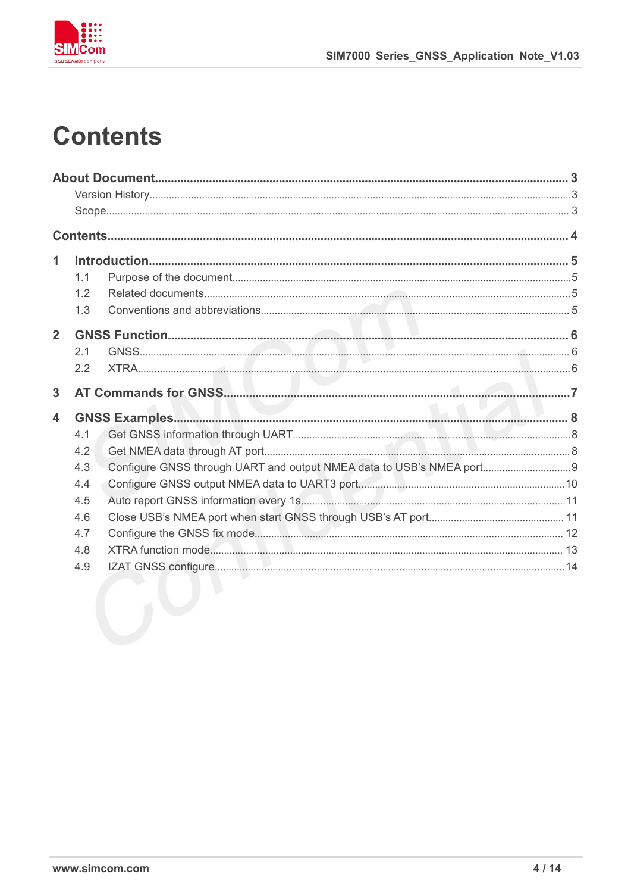# Contents

**About Document** ........................................................................................................................ **3**

Version History ........................................................................................................................ 3

Scope ........................................................................................................................................ 3

**Contents** ...................................................................................................................................... **4**

**1 Introduction** ............................................................................................................................ **5**

1.1 Purpose of the document ....................................................................................................... 5

1.2 Related documents ................................................................................................................. 5

1.3 Conventions and abbreviations ............................................................................................. 5

**2 GNSS Function** ........................................................................................................................ **6**

2.1 GNSS ...................................................................................................................................... 6

2.2 XTRA ....................................................................................................................................... 6

**3 AT Commands for GNSS** ........................................................................................................ **7**

**4 GNSS Examples** ..................................................................................................................... **8**

4.1 Get GNSS information through UART ................................................................................... 8

4.2 Get NMEA data through AT port ............................................................................................ 8

4.3 Configure GNSS through UART and output NMEA data to USB's NMEA port ..................... 9

4.4 Configure GNSS output NMEA data to UART3 port ............................................................ 10

4.5 Auto report GNSS information every 1s ............................................................................... 11

4.6 Close USB's NMEA port when start GNSS through USB's AT port ..................................... 11

4.7 Configure the GNSS fix mode .............................................................................................. 12

4.8 XTRA function mode ............................................................................................................. 13

4.9 IZAT GNSS configure ............................................................................................................ 14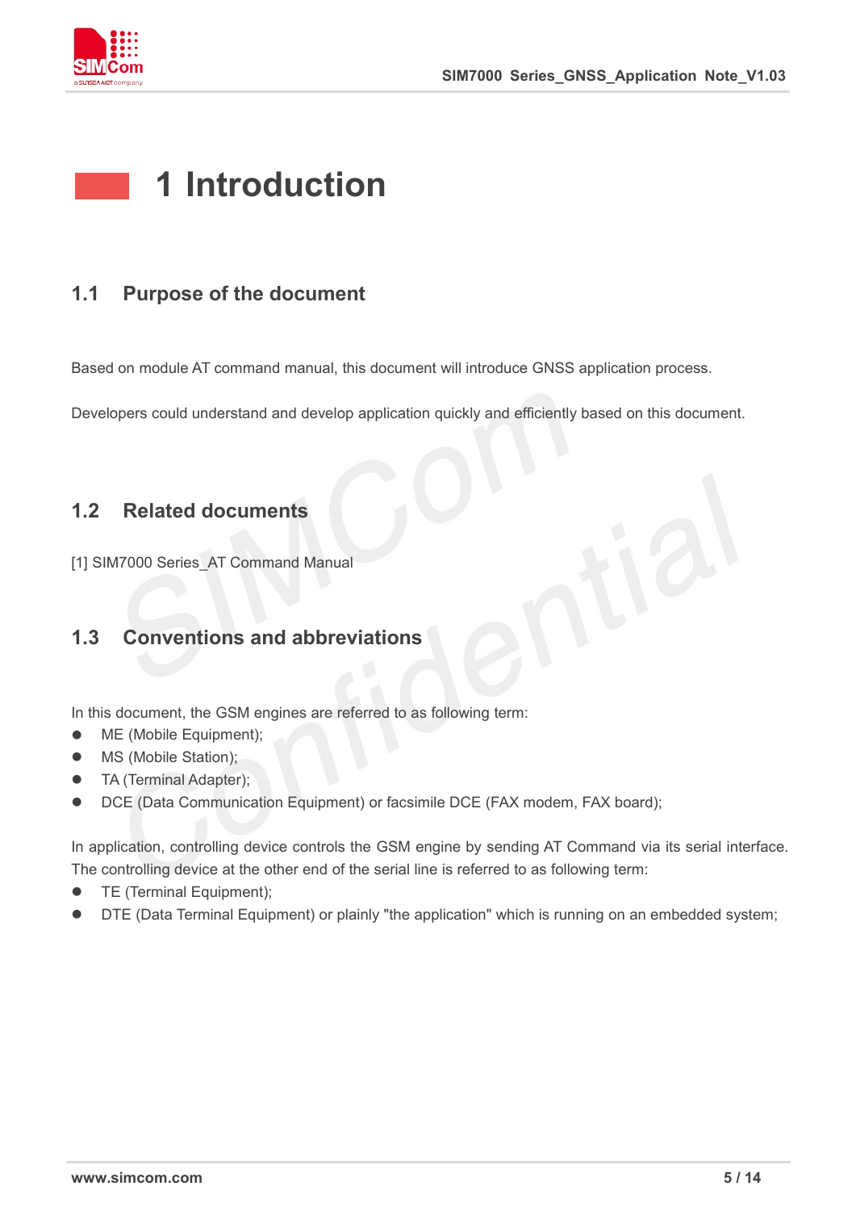# 1 Introduction

## 1.1 Purpose of the document

Based on module AT command manual, this document will introduce GNSS application process.

Developers could understand and develop application quickly and efficiently based on this document.

## 1.2 Related documents

[1] SIM7000 Series_AT Command Manual

## 1.3 Conventions and abbreviations

In this document, the GSM engines are referred to as following term:

- ME (Mobile Equipment);
- MS (Mobile Station);
- TA (Terminal Adapter);
- DCE (Data Communication Equipment) or facsimile DCE (FAX modem, FAX board);

In application, controlling device controls the GSM engine by sending AT Command via its serial interface. The controlling device at the other end of the serial line is referred to as following term:

- TE (Terminal Equipment);
- DTE (Data Terminal Equipment) or plainly "the application" which is running on an embedded system;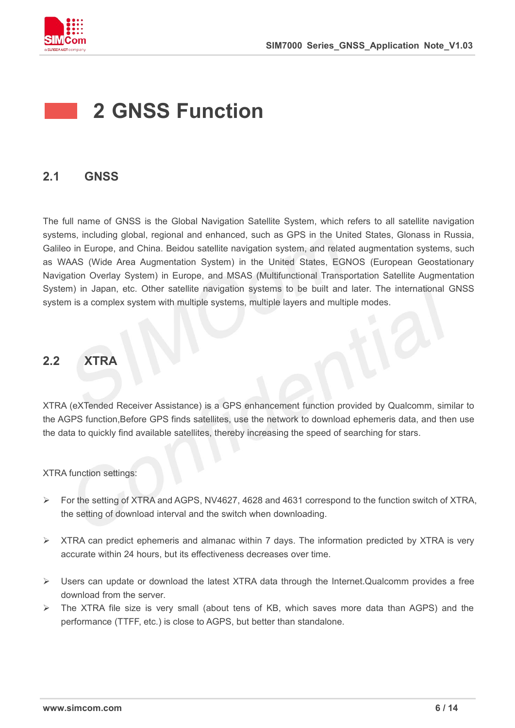# 2 GNSS Function

## 2.1 GNSS

The full name of GNSS is the Global Navigation Satellite System, which refers to all satellite navigation systems, including global, regional and enhanced, such as GPS in the United States, Glonass in Russia, Galileo in Europe, and China. Beidou satellite navigation system, and related augmentation systems, such as WAAS (Wide Area Augmentation System) in the United States, EGNOS (European Geostationary Navigation Overlay System) in Europe, and MSAS (Multifunctional Transportation Satellite Augmentation System) in Japan, etc. Other satellite navigation systems to be built and later. The international GNSS system is a complex system with multiple systems, multiple layers and multiple modes.

## 2.2 XTRA

XTRA (eXTended Receiver Assistance) is a GPS enhancement function provided by Qualcomm, similar to the AGPS function,Before GPS finds satellites, use the network to download ephemeris data, and then use the data to quickly find available satellites, thereby increasing the speed of searching for stars.

XTRA function settings:

- For the setting of XTRA and AGPS, NV4627, 4628 and 4631 correspond to the function switch of XTRA, the setting of download interval and the switch when downloading.
- XTRA can predict ephemeris and almanac within 7 days. The information predicted by XTRA is very accurate within 24 hours, but its effectiveness decreases over time.
- Users can update or download the latest XTRA data through the Internet.Qualcomm provides a free download from the server.
- The XTRA file size is very small (about tens of KB, which saves more data than AGPS) and the performance (TTFF, etc.) is close to AGPS, but better than standalone.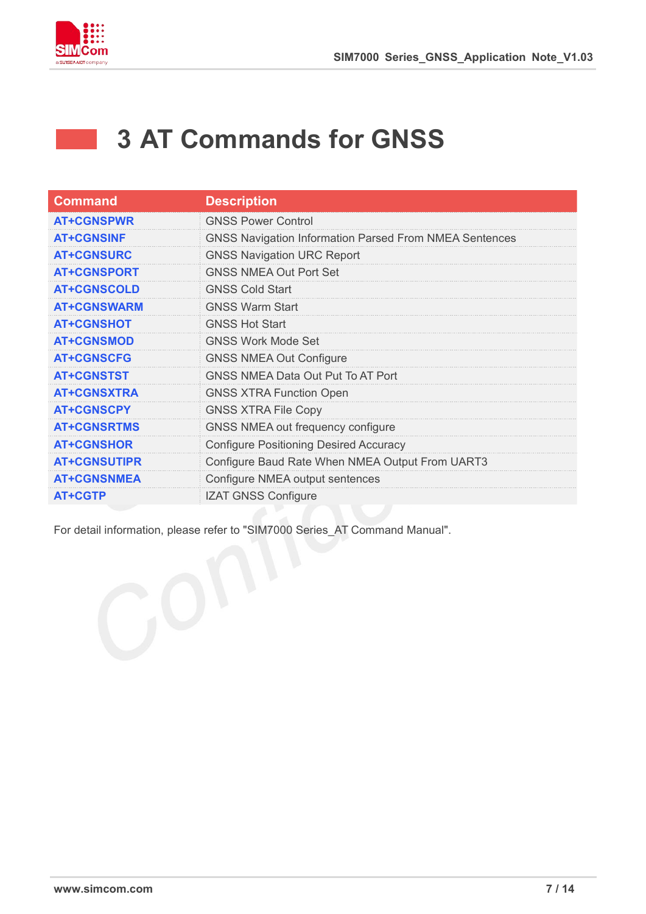# 3 AT Commands for GNSS

| Command | Description |
|---|---|
| AT+CGNSPWR | GNSS Power Control |
| AT+CGNSINF | GNSS Navigation Information Parsed From NMEA Sentences |
| AT+CGNSURC | GNSS Navigation URC Report |
| AT+CGNSPORT | GNSS NMEA Out Port Set |
| AT+CGNSCOLD | GNSS Cold Start |
| AT+CGNSWARM | GNSS Warm Start |
| AT+CGNSHOT | GNSS Hot Start |
| AT+CGNSMOD | GNSS Work Mode Set |
| AT+CGNSCFG | GNSS NMEA Out Configure |
| AT+CGNSTST | GNSS NMEA Data Out Put To AT Port |
| AT+CGNSXTRA | GNSS XTRA Function Open |
| AT+CGNSCPY | GNSS XTRA File Copy |
| AT+CGNSRTMS | GNSS NMEA out frequency configure |
| AT+CGNSHOR | Configure Positioning Desired Accuracy |
| AT+CGNSUTIPR | Configure Baud Rate When NMEA Output From UART3 |
| AT+CGNSNMEA | Configure NMEA output sentences |
| AT+CGTP | IZAT GNSS Configure |

For detail information, please refer to "SIM7000 Series_AT Command Manual".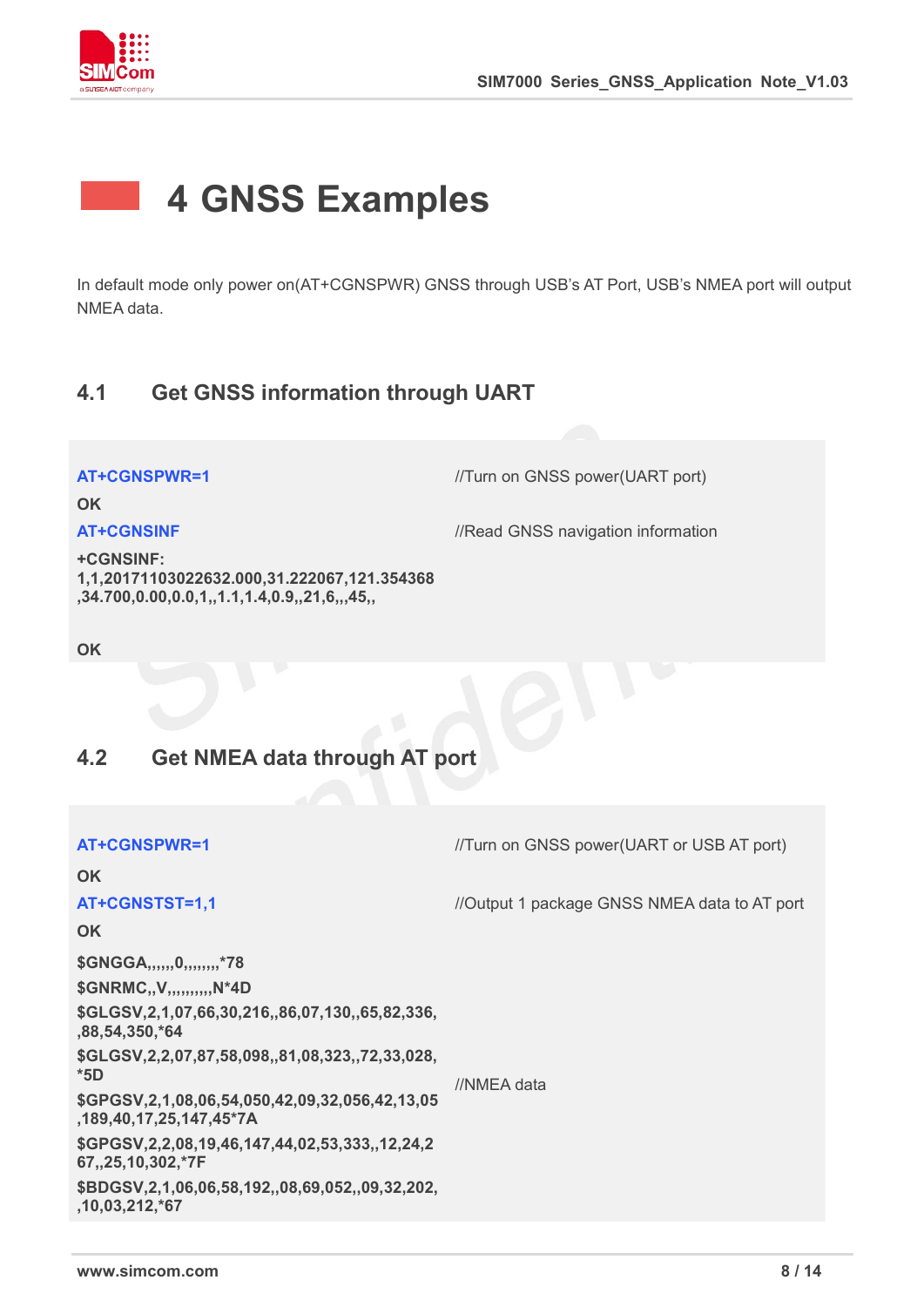# 4 GNSS Examples

In default mode only power on(AT+CGNSPWR) GNSS through USB's AT Port, USB's NMEA port will output NMEA data.

## 4.1 Get GNSS information through UART

| | |
|---|---|
| **AT+CGNSPWR=1** | //Turn on GNSS power(UART port) |
| **OK** | |
| **AT+CGNSINF** | //Read GNSS navigation information |
| **+CGNSINF: 1,1,20171103022632.000,31.222067,121.354368,34.700,0.00,0.0,1,,1.1,1.4,0.9,,21,6,,,45,,** | |
| **OK** | |

## 4.2 Get NMEA data through AT port

| | |
|---|---|
| **AT+CGNSPWR=1** | //Turn on GNSS power(UART or USB AT port) |
| **OK** | |
| **AT+CGNSTST=1,1** | //Output 1 package GNSS NMEA data to AT port |
| **OK** | |
| **$GNGGA,,,,,,0,,,,,,,,*78**<br>**$GNRMC,,V,,,,,,,,,,N*4D**<br>**$GLGSV,2,1,07,66,30,216,,86,07,130,,65,82,336,,88,54,350,*64**<br>**$GLGSV,2,2,07,87,58,098,,81,08,323,,72,33,028,*5D**<br>**$GPGSV,2,1,08,06,54,050,42,09,32,056,42,13,05,189,40,17,25,147,45*7A**<br>**$GPGSV,2,2,08,19,46,147,44,02,53,333,,12,24,267,,25,10,302,*7F**<br>**$BDGSV,2,1,06,06,58,192,,08,69,052,,09,32,202,,10,03,212,*67** | //NMEA data |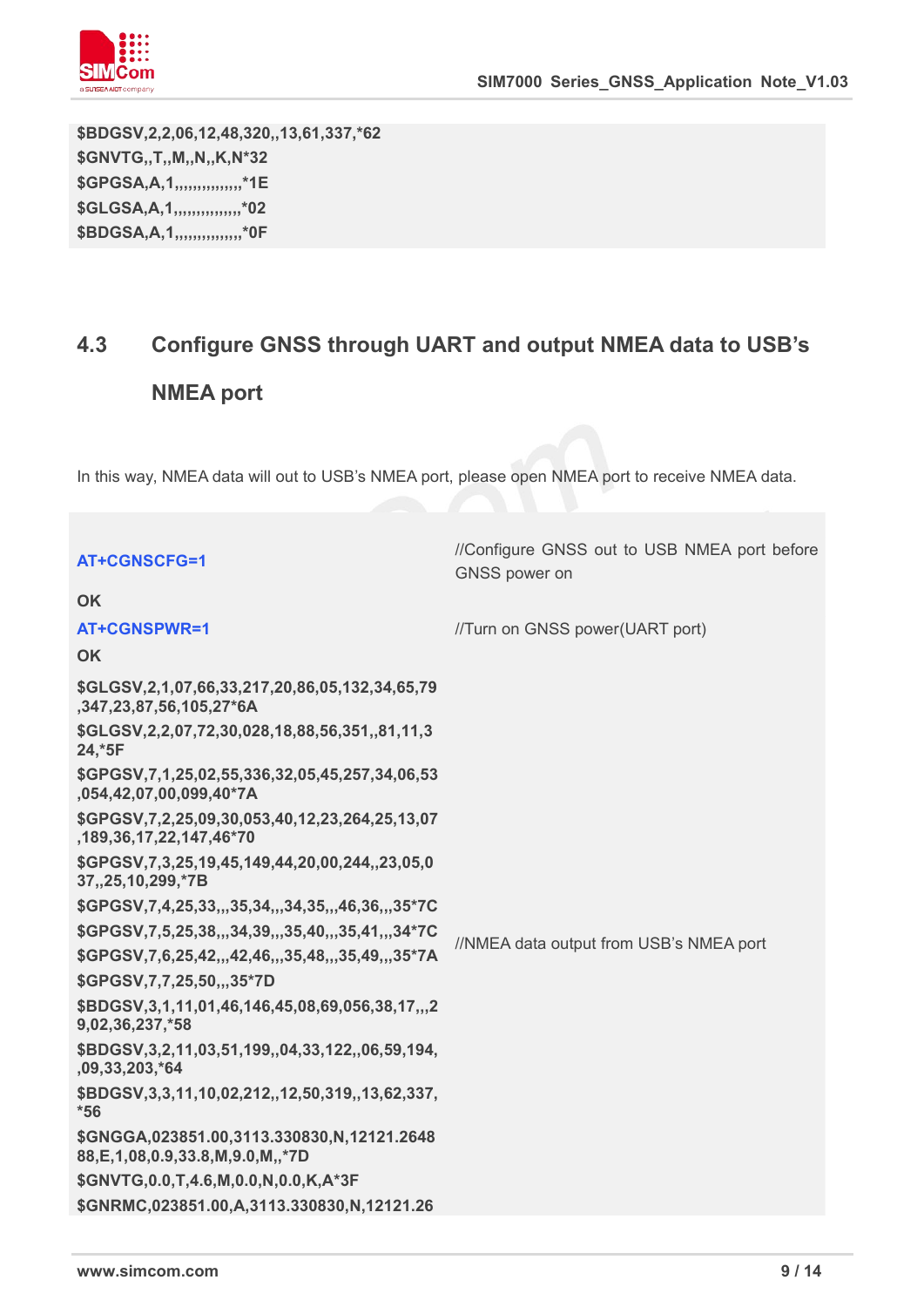```
$BDGSV,2,2,06,12,48,320,,13,61,337,*62
$GNVTG,,T,,M,,N,,K,N*32
$GPGSA,A,1,,,,,,,,,,,,,,,,*1E
$GLGSA,A,1,,,,,,,,,,,,,,,,*02
$BDGSA,A,1,,,,,,,,,,,,,,,,*0F
```

## 4.3 Configure GNSS through UART and output NMEA data to USB's NMEA port

In this way, NMEA data will out to USB's NMEA port, please open NMEA port to receive NMEA data.

| | |
|---|---|
| **AT+CGNSCFG=1** | //Configure GNSS out to USB NMEA port before GNSS power on |
| **OK** | |
| **AT+CGNSPWR=1** | //Turn on GNSS power(UART port) |
| **OK** | |
| **$GLGSV,2,1,07,66,33,217,20,86,05,132,34,65,79,347,23,87,56,105,27*6A**<br>**$GLGSV,2,2,07,72,30,028,18,88,56,351,,81,11,324,*5F**<br>**$GPGSV,7,1,25,02,55,336,32,05,45,257,34,06,53,054,42,07,00,099,40*7A**<br>**$GPGSV,7,2,25,09,30,053,40,12,23,264,25,13,07,189,36,17,22,147,46*70**<br>**$GPGSV,7,3,25,19,45,149,44,20,00,244,,23,05,037,,25,10,299,*7B**<br>**$GPGSV,7,4,25,33,,,35,34,,,34,35,,,46,36,,,35*7C**<br>**$GPGSV,7,5,25,38,,,34,39,,,35,40,,,35,41,,,34*7C**<br>**$GPGSV,7,6,25,42,,,42,46,,,35,48,,,35,49,,,35*7A**<br>**$GPGSV,7,7,25,50,,,35*7D**<br>**$BDGSV,3,1,11,01,46,146,45,08,69,056,38,17,,,29,02,36,237,*58**<br>**$BDGSV,3,2,11,03,51,199,,04,33,122,,06,59,194,,09,33,203,*64**<br>**$BDGSV,3,3,11,10,02,212,,12,50,319,,13,62,337,*56**<br>**$GNGGA,023851.00,3113.330830,N,12121.264888,E,1,08,0.9,33.8,M,9.0,M,,*7D**<br>**$GNVTG,0.0,T,4.6,M,0.0,N,0.0,K,A*3F**<br>**$GNRMC,023851.00,A,3113.330830,N,12121.26** | //NMEA data output from USB's NMEA port |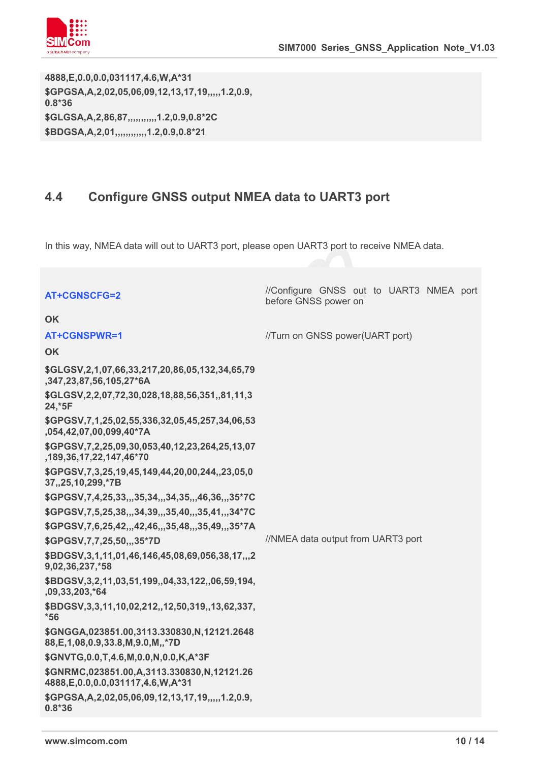```
4888,E,0.0,0.0,031117,4.6,W,A*31
$GPGSA,A,2,02,05,06,09,12,13,17,19,,,,,1.2,0.9,
0.8*36
$GLGSA,A,2,86,87,,,,,,,,,,,1.2,0.9,0.8*2C
$BDGSA,A,2,01,,,,,,,,,,,,1.2,0.9,0.8*21
```

## 4.4 Configure GNSS output NMEA data to UART3 port

In this way, NMEA data will out to UART3 port, please open UART3 port to receive NMEA data.

| | |
|---|---|
| **AT+CGNSCFG=2** | //Configure GNSS out to UART3 NMEA port before GNSS power on |
| **OK** | |
| **AT+CGNSPWR=1** | //Turn on GNSS power(UART port) |
| **OK** | |
| **$GLGSV,2,1,07,66,33,217,20,86,05,132,34,65,79,347,23,87,56,105,27*6A**<br>**$GLGSV,2,2,07,72,30,028,18,88,56,351,,81,11,324,*5F**<br>**$GPGSV,7,1,25,02,55,336,32,05,45,257,34,06,53,054,42,07,00,099,40*7A**<br>**$GPGSV,7,2,25,09,30,053,40,12,23,264,25,13,07,189,36,17,22,147,46*70**<br>**$GPGSV,7,3,25,19,45,149,44,20,00,244,,23,05,037,,25,10,299,*7B**<br>**$GPGSV,7,4,25,33,,,35,34,,,34,35,,,46,36,,,35*7C**<br>**$GPGSV,7,5,25,38,,,34,39,,,35,40,,,35,41,,,34*7C**<br>**$GPGSV,7,6,25,42,,,42,46,,,35,48,,,35,49,,,35*7A**<br>**$GPGSV,7,7,25,50,,,35*7D**<br>**$BDGSV,3,1,11,01,46,146,45,08,69,056,38,17,,,29,02,36,237,*58**<br>**$BDGSV,3,2,11,03,51,199,,04,33,122,,06,59,194,,09,33,203,*64**<br>**$BDGSV,3,3,11,10,02,212,,12,50,319,,13,62,337,*56**<br>**$GNGGA,023851.00,3113.330830,N,12121.264888,E,1,08,0.9,33.8,M,9.0,M,,*7D**<br>**$GNVTG,0.0,T,4.6,M,0.0,N,0.0,K,A*3F**<br>**$GNRMC,023851.00,A,3113.330830,N,12121.264888,E,0.0,0.0,031117,4.6,W,A*31**<br>**$GPGSA,A,2,02,05,06,09,12,13,17,19,,,,,1.2,0.9,0.8*36** | //NMEA data output from UART3 port |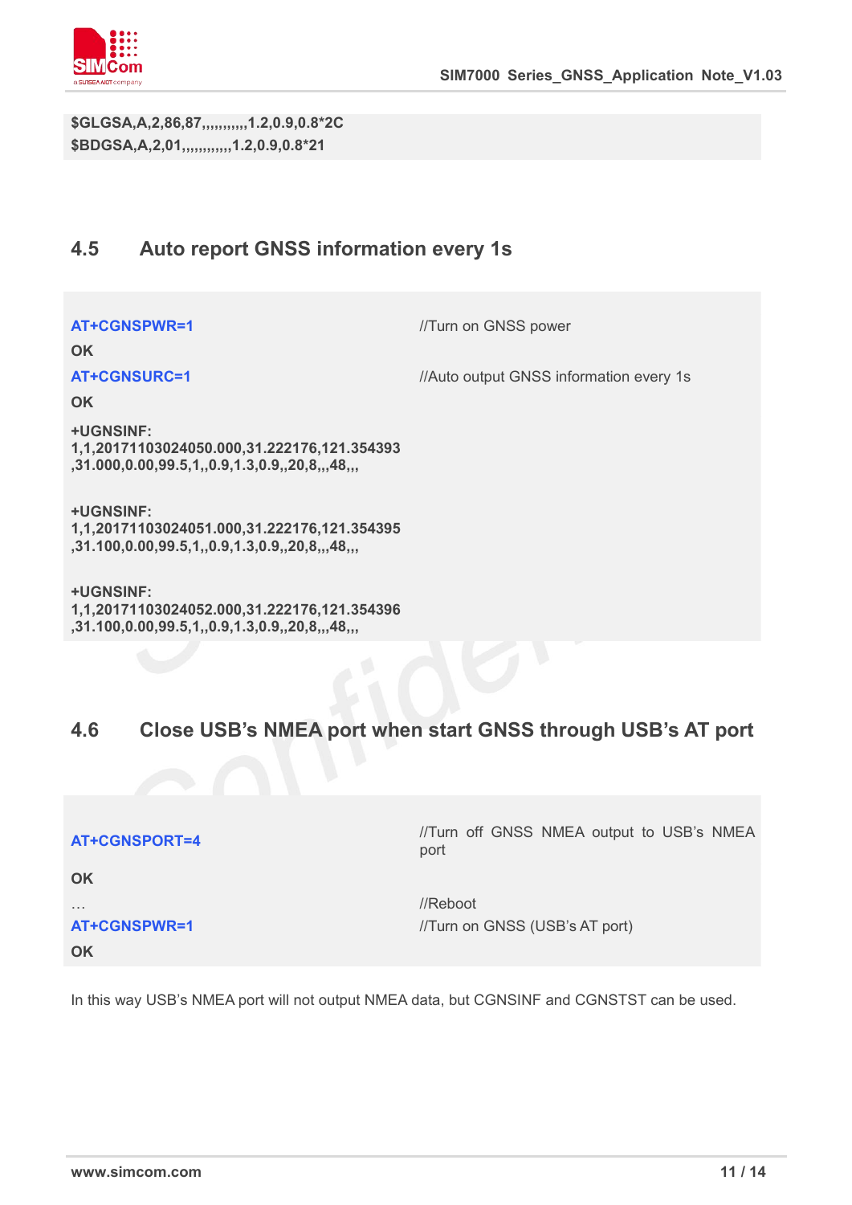```
$GLGSA,A,2,86,87,,,,,,,,,,,1.2,0.9,0.8*2C
$BDGSA,A,2,01,,,,,,,,,,,1.2,0.9,0.8*21
```

## 4.5 Auto report GNSS information every 1s

```
AT+CGNSPWR=1                                    //Turn on GNSS power
OK
AT+CGNSURC=1                                    //Auto output GNSS information every 1s
OK
+UGNSINF:
1,1,20171103024050.000,31.222176,121.354393
,31.000,0.00,99.5,1,,0.9,1.3,0.9,,20,8,,,48,,,

+UGNSINF:
1,1,20171103024051.000,31.222176,121.354395
,31.100,0.00,99.5,1,,0.9,1.3,0.9,,20,8,,,48,,,

+UGNSINF:
1,1,20171103024052.000,31.222176,121.354396
,31.100,0.00,99.5,1,,0.9,1.3,0.9,,20,8,,,48,,,
```

## 4.6 Close USB's NMEA port when start GNSS through USB's AT port

```
AT+CGNSPORT=4                                   //Turn off GNSS NMEA output to USB's NMEA port
OK
…                                               //Reboot
AT+CGNSPWR=1                                    //Turn on GNSS (USB's AT port)
OK
```

In this way USB's NMEA port will not output NMEA data, but CGNSINF and CGNSTST can be used.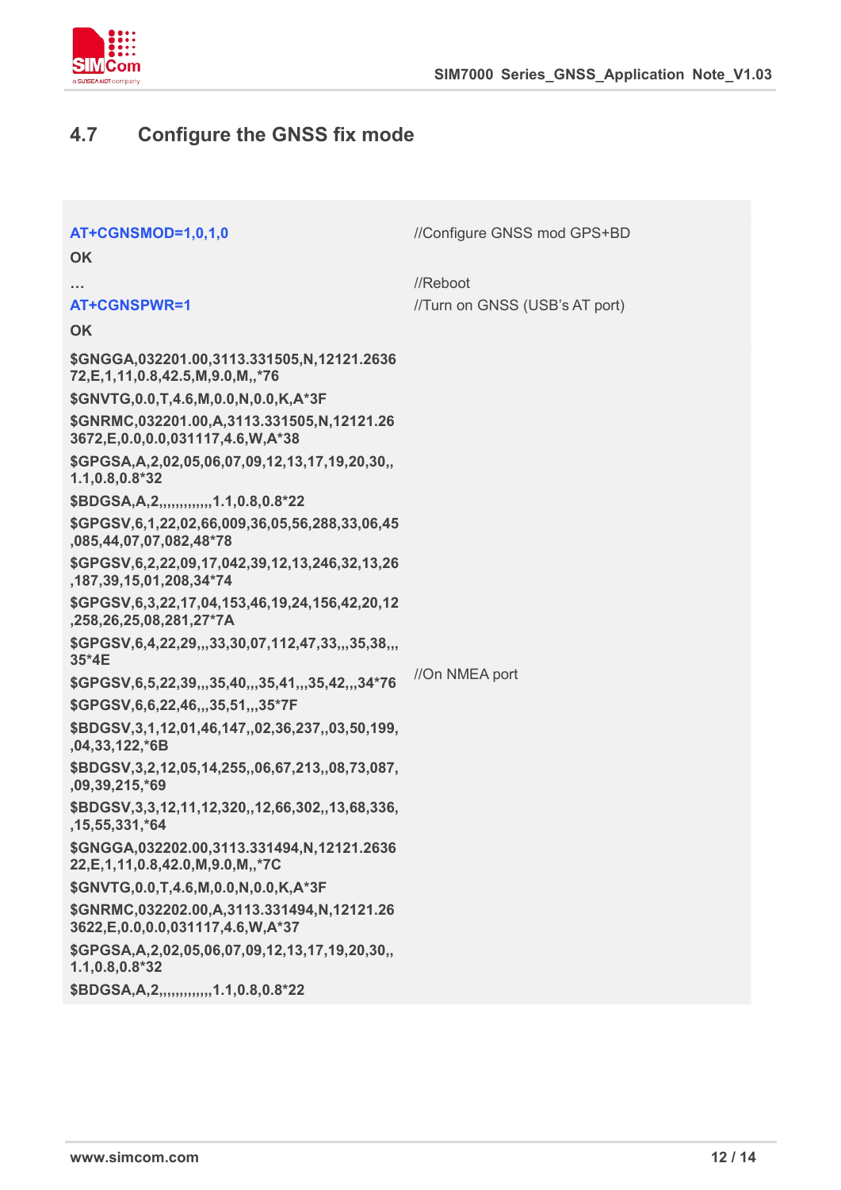## 4.7 Configure the GNSS fix mode

```
AT+CGNSMOD=1,0,1,0                                          //Configure GNSS mod GPS+BD
OK
…                                                           //Reboot
AT+CGNSPWR=1                                                //Turn on GNSS (USB's AT port)
OK
$GNGGA,032201.00,3113.331505,N,12121.263672,E,1,11,0.8,42.5,M,9.0,M,,*76
$GNVTG,0.0,T,4.6,M,0.0,N,0.0,K,A*3F
$GNRMC,032201.00,A,3113.331505,N,12121.263672,E,0.0,0.0,031117,4.6,W,A*38
$GPGSA,A,2,02,05,06,07,09,12,13,17,19,20,30,,1.1,0.8,0.8*32
$BDGSA,A,2,,,,,,,,,,,,1.1,0.8,0.8*22
$GPGSV,6,1,22,02,66,009,36,05,56,288,33,06,45,085,44,07,07,082,48*78
$GPGSV,6,2,22,09,17,042,39,12,13,246,32,13,26,187,39,15,01,208,34*74
$GPGSV,6,3,22,17,04,153,46,19,24,156,42,20,12,258,26,25,08,281,27*7A
$GPGSV,6,4,22,29,,,33,30,07,112,47,33,,,35,38,,,35*4E
$GPGSV,6,5,22,39,,,35,40,,,35,41,,,35,42,,,34*76               //On NMEA port
$GPGSV,6,6,22,46,,,35,51,,,35*7F
$BDGSV,3,1,12,01,46,147,,02,36,237,,03,50,199,,04,33,122,*6B
$BDGSV,3,2,12,05,14,255,,06,67,213,,08,73,087,,09,39,215,*69
$BDGSV,3,3,12,11,12,320,,12,66,302,,13,68,336,,15,55,331,*64
$GNGGA,032202.00,3113.331494,N,12121.263622,E,1,11,0.8,42.0,M,9.0,M,,*7C
$GNVTG,0.0,T,4.6,M,0.0,N,0.0,K,A*3F
$GNRMC,032202.00,A,3113.331494,N,12121.263622,E,0.0,0.0,031117,4.6,W,A*37
$GPGSA,A,2,02,05,06,07,09,12,13,17,19,20,30,,1.1,0.8,0.8*32
$BDGSA,A,2,,,,,,,,,,,,1.1,0.8,0.8*22
```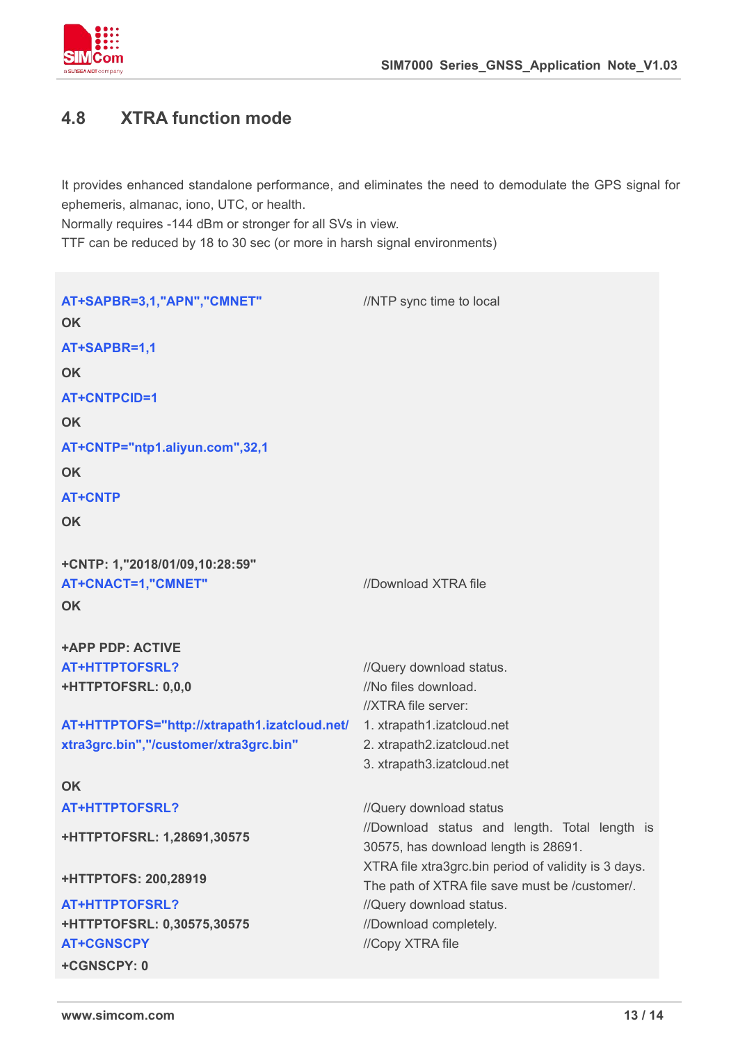## 4.8 XTRA function mode

It provides enhanced standalone performance, and eliminates the need to demodulate the GPS signal for ephemeris, almanac, iono, UTC, or health.

Normally requires -144 dBm or stronger for all SVs in view.

TTF can be reduced by 18 to 30 sec (or more in harsh signal environments)

```
AT+SAPBR=3,1,"APN","CMNET"                      //NTP sync time to local
OK
AT+SAPBR=1,1
OK
AT+CNTPCID=1
OK
AT+CNTP="ntp1.aliyun.com",32,1
OK
AT+CNTP
OK

+CNTP: 1,"2018/01/09,10:28:59"
AT+CNACT=1,"CMNET"                              //Download XTRA file
OK

+APP PDP: ACTIVE
AT+HTTPTOFSRL?                                  //Query download status.
+HTTPTOFSRL: 0,0,0                              //No files download.
                                                //XTRA file server:
AT+HTTPTOFS="http://xtrapath1.izatcloud.net/    1. xtrapath1.izatcloud.net
xtra3grc.bin","/customer/xtra3grc.bin"          2. xtrapath2.izatcloud.net
                                                3. xtrapath3.izatcloud.net
OK
AT+HTTPTOFSRL?                                  //Query download status
+HTTPTOFSRL: 1,28691,30575                      //Download status and length. Total length is
                                                30575, has download length is 28691.
+HTTPTOFS: 200,28919                            XTRA file xtra3grc.bin period of validity is 3 days.
                                                The path of XTRA file save must be /customer/.
AT+HTTPTOFSRL?                                  //Query download status.
+HTTPTOFSRL: 0,30575,30575                      //Download completely.
AT+CGNSCPY                                      //Copy XTRA file
+CGNSCPY: 0
```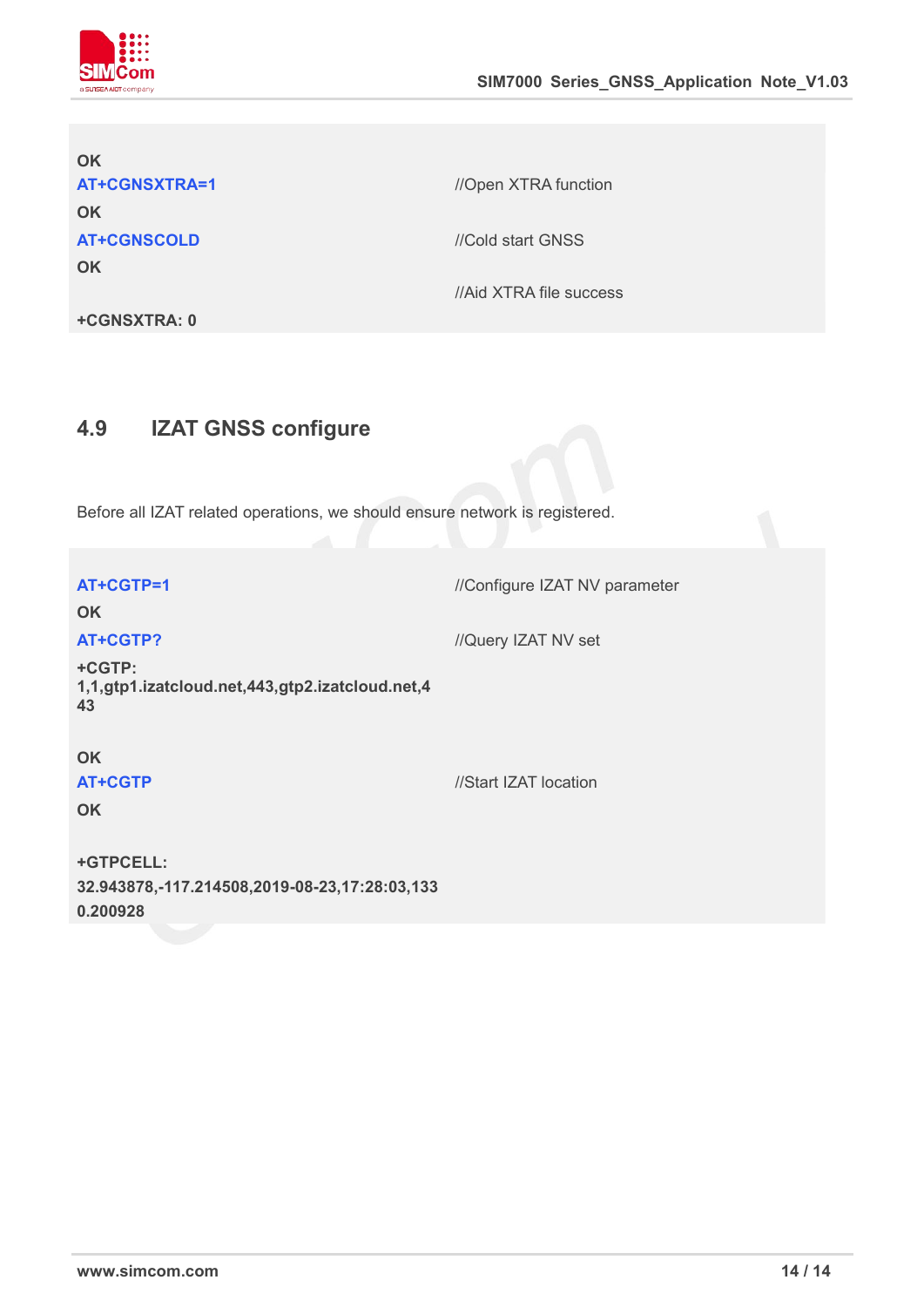| | |
|---|---|
| OK | |
| AT+CGNSXTRA=1 | //Open XTRA function |
| OK | |
| AT+CGNSCOLD | //Cold start GNSS |
| OK | |
| | //Aid XTRA file success |
| +CGNSXTRA: 0 | |

## 4.9 IZAT GNSS configure

Before all IZAT related operations, we should ensure network is registered.

| | |
|---|---|
| AT+CGTP=1 | //Configure IZAT NV parameter |
| OK | |
| AT+CGTP? | //Query IZAT NV set |
| +CGTP: 1,1,gtp1.izatcloud.net,443,gtp2.izatcloud.net,443 | |
| OK | |
| AT+CGTP | //Start IZAT location |
| OK | |
| +GTPCELL: 32.943878,-117.214508,2019-08-23,17:28:03,1330.200928 | |